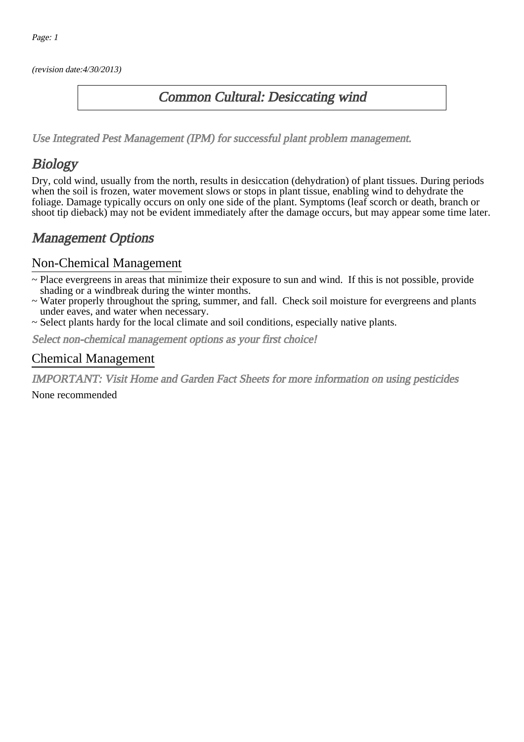(revision date:4/30/2013)

# Common Cultural: Desiccating wind

*Use Integrated Pest Management (IPM) for successful plant problem management.*

## Biology

Dry, cold wind, usually from the north, results in desiccation (dehydration) of plant tissues. During periods when the soil is frozen, water movement slows or stops in plant tissue, enabling wind to dehydrate the foliage. Damage typically occurs on only one side of the plant. Symptoms (leaf scorch or death, branch or shoot tip dieback) may not be evident immediately after the damage occurs, but may appear some time later.

## Management Options

### Non-Chemical Management

~ Place evergreens in areas that minimize their exposure to sun and wind. If this is not possible, provide shading or a windbreak during the winter months.
~ Water properly throughout the spring, summer, and fall. Check soil moisture for evergreens and plants under eaves, and water when necessary.
~ Select plants hardy for the local climate and soil conditions, especially native plants.

*Select non-chemical management options as your first choice!*

### Chemical Management

*IMPORTANT: Visit Home and Garden Fact Sheets for more information on using pesticides*

None recommended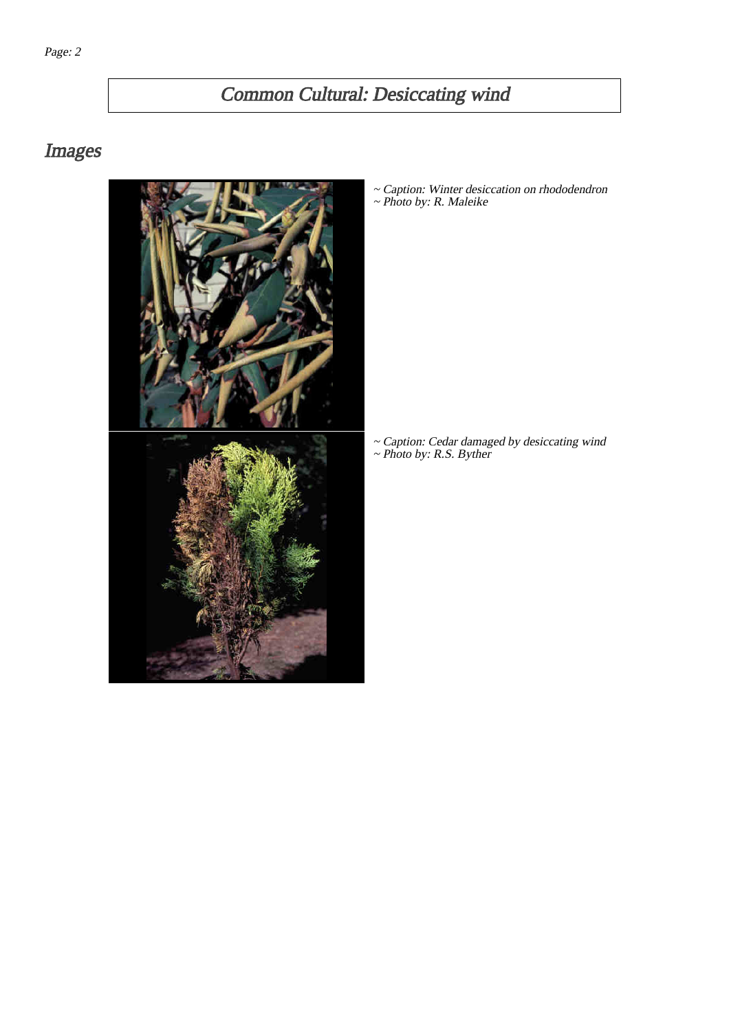# Common Cultural: Desiccating wind

## Images

~ Caption: Winter desiccation on rhododendron
~ Photo by: R. Maleike

~ Caption: Cedar damaged by desiccating wind
~ Photo by: R.S. Byther